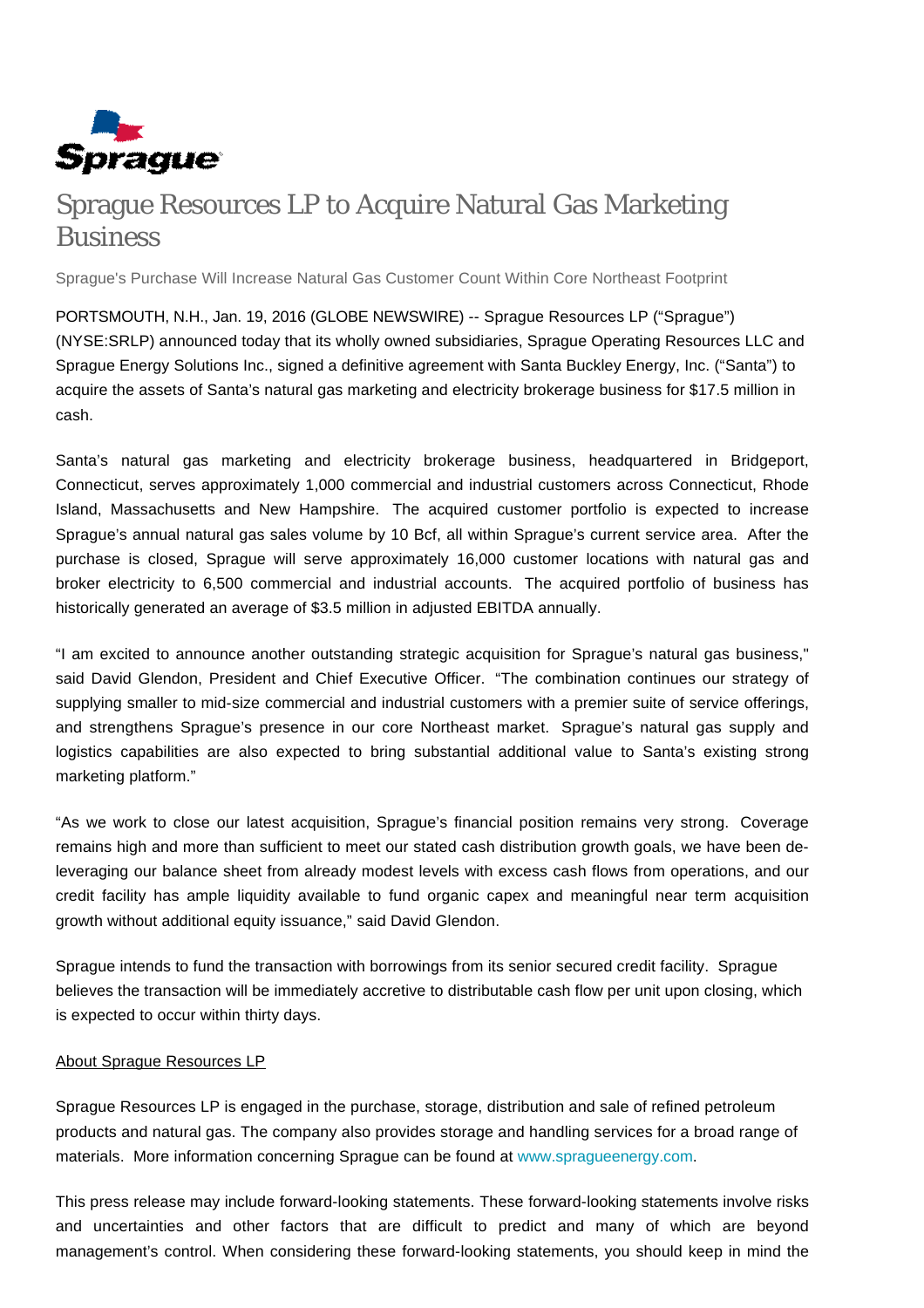# Sprague Resources LP to Acquire Natural Gas Marketing Business

Sprague's Purchase Will Increase Natural Gas Customer Count Within Core Northeast Footprint

PORTSMOUTH, N.H., Jan. 19, 2016 (GLOBE NEWSWIRE) -- Sprague Resources LP ("Sprague") (NYSE:SRLP) announced today that its wholly owned subsidiaries, Sprague Operating Resources LLC and Sprague Energy Solutions Inc., signed a definitive agreement with Santa Buckley Energy, Inc. ("Santa") to acquire the assets of Santa's natural gas marketing and electricity brokerage business for $17.5 million in cash.

Santa's natural gas marketing and electricity brokerage business, headquartered in Bridgeport, Connecticut, serves approximately 1,000 commercial and industrial customers across Connecticut, Rhode Island, Massachusetts and New Hampshire. The acquired customer portfolio is expected to increase Sprague's annual natural gas sales volume by 10 Bcf, all within Sprague's current service area. After the purchase is closed, Sprague will serve approximately 16,000 customer locations with natural gas and broker electricity to 6,500 commercial and industrial accounts. The acquired portfolio of business has historically generated an average of $3.5 million in adjusted EBITDA annually.

"I am excited to announce another outstanding strategic acquisition for Sprague's natural gas business," said David Glendon, President and Chief Executive Officer. "The combination continues our strategy of supplying smaller to mid-size commercial and industrial customers with a premier suite of service offerings, and strengthens Sprague's presence in our core Northeast market. Sprague's natural gas supply and logistics capabilities are also expected to bring substantial additional value to Santa's existing strong marketing platform."

"As we work to close our latest acquisition, Sprague's financial position remains very strong. Coverage remains high and more than sufficient to meet our stated cash distribution growth goals, we have been de-leveraging our balance sheet from already modest levels with excess cash flows from operations, and our credit facility has ample liquidity available to fund organic capex and meaningful near term acquisition growth without additional equity issuance," said David Glendon.

Sprague intends to fund the transaction with borrowings from its senior secured credit facility. Sprague believes the transaction will be immediately accretive to distributable cash flow per unit upon closing, which is expected to occur within thirty days.

About Sprague Resources LP

Sprague Resources LP is engaged in the purchase, storage, distribution and sale of refined petroleum products and natural gas. The company also provides storage and handling services for a broad range of materials. More information concerning Sprague can be found at www.spragueenergy.com.

This press release may include forward-looking statements. These forward-looking statements involve risks and uncertainties and other factors that are difficult to predict and many of which are beyond management's control. When considering these forward-looking statements, you should keep in mind the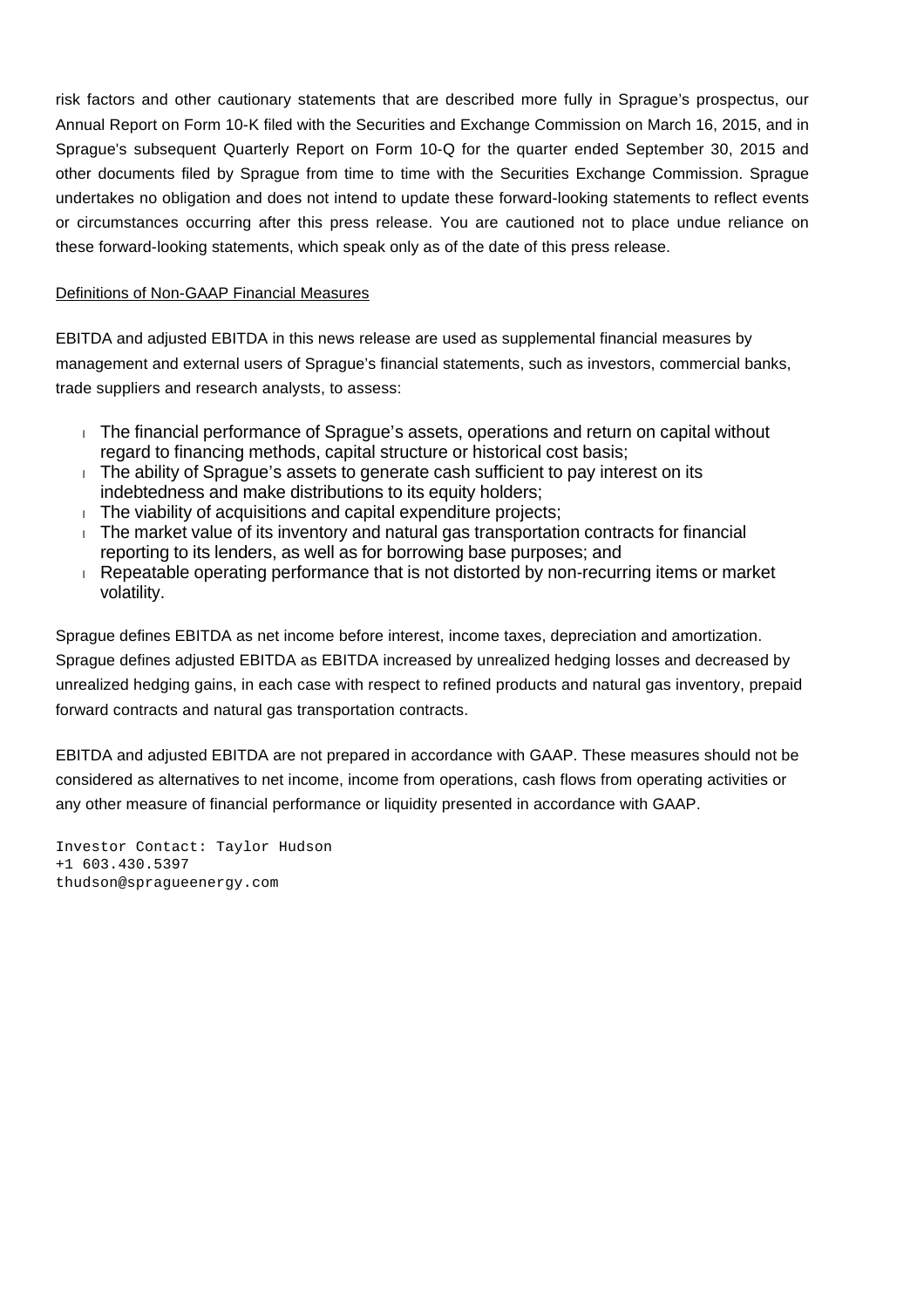risk factors and other cautionary statements that are described more fully in Sprague's prospectus, our Annual Report on Form 10-K filed with the Securities and Exchange Commission on March 16, 2015, and in Sprague's subsequent Quarterly Report on Form 10-Q for the quarter ended September 30, 2015 and other documents filed by Sprague from time to time with the Securities Exchange Commission. Sprague undertakes no obligation and does not intend to update these forward-looking statements to reflect events or circumstances occurring after this press release. You are cautioned not to place undue reliance on these forward-looking statements, which speak only as of the date of this press release.

Definitions of Non-GAAP Financial Measures

EBITDA and adjusted EBITDA in this news release are used as supplemental financial measures by management and external users of Sprague's financial statements, such as investors, commercial banks, trade suppliers and research analysts, to assess:

- The financial performance of Sprague's assets, operations and return on capital without regard to financing methods, capital structure or historical cost basis;
- The ability of Sprague's assets to generate cash sufficient to pay interest on its indebtedness and make distributions to its equity holders;
- The viability of acquisitions and capital expenditure projects;
- The market value of its inventory and natural gas transportation contracts for financial reporting to its lenders, as well as for borrowing base purposes; and
- Repeatable operating performance that is not distorted by non-recurring items or market volatility.

Sprague defines EBITDA as net income before interest, income taxes, depreciation and amortization. Sprague defines adjusted EBITDA as EBITDA increased by unrealized hedging losses and decreased by unrealized hedging gains, in each case with respect to refined products and natural gas inventory, prepaid forward contracts and natural gas transportation contracts.

EBITDA and adjusted EBITDA are not prepared in accordance with GAAP. These measures should not be considered as alternatives to net income, income from operations, cash flows from operating activities or any other measure of financial performance or liquidity presented in accordance with GAAP.

Investor Contact: Taylor Hudson
+1 603.430.5397
thudson@spragueenergy.com